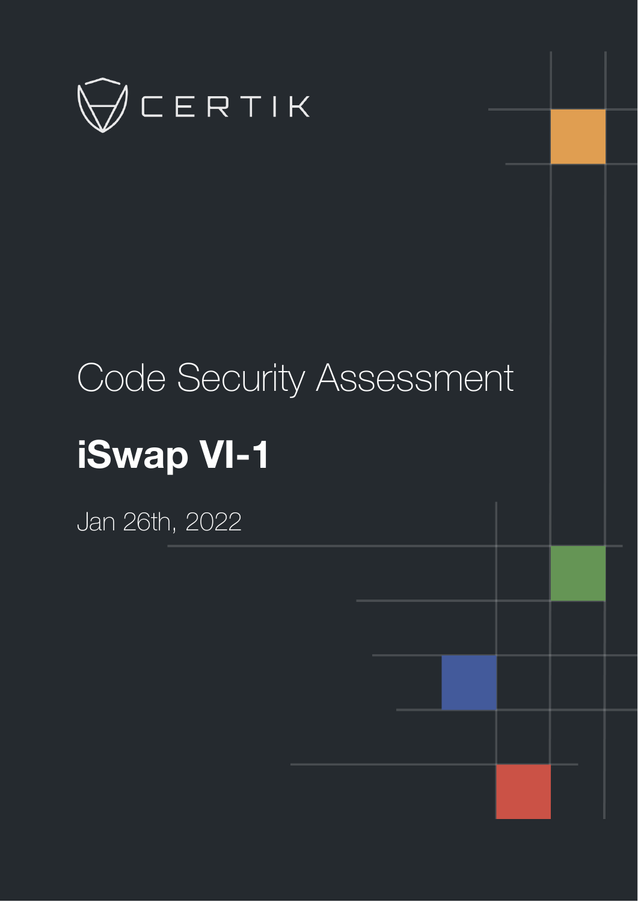CERTIK

# Code Security Assessment

## iSwap VI-1

Jan 26th, 2022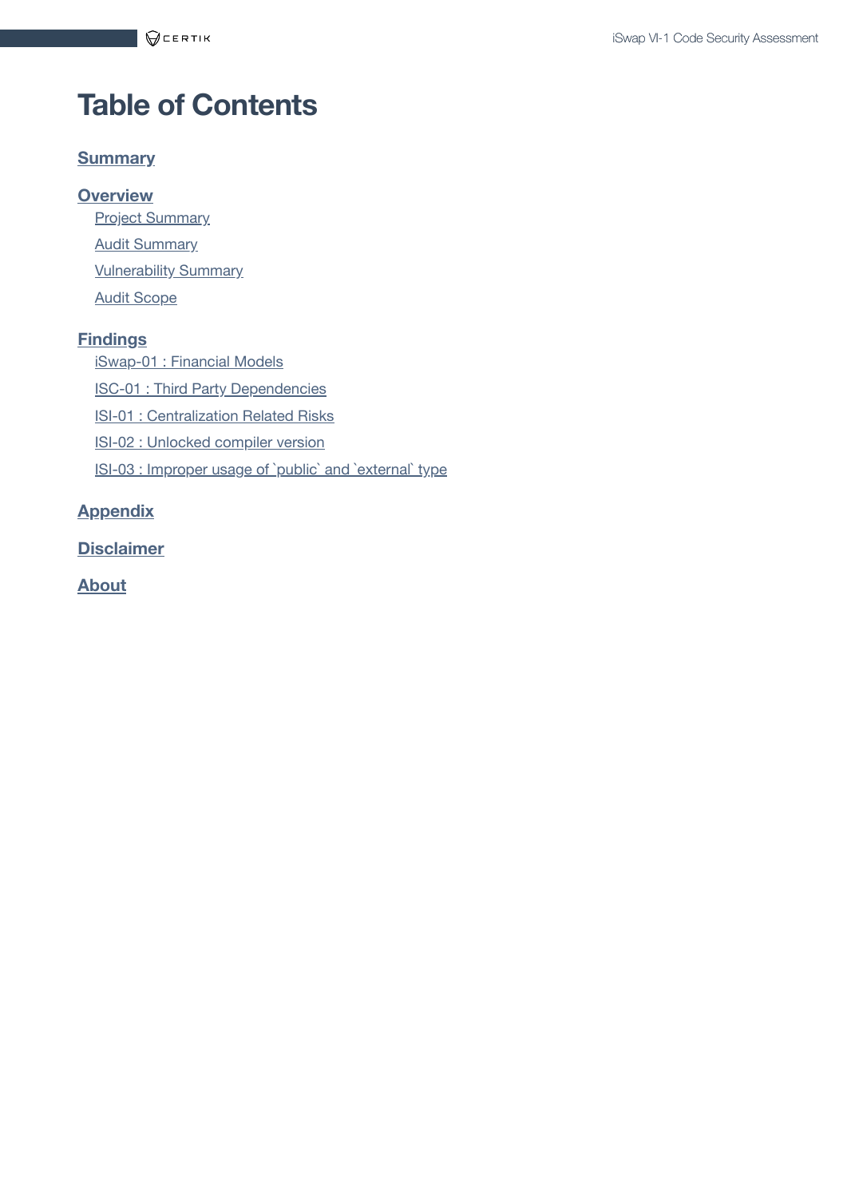# Table of Contents

**Summary**

**Overview**

- Project Summary
- Audit Summary
- Vulnerability Summary
- Audit Scope

**Findings**

- iSwap-01 : Financial Models
- ISC-01 : Third Party Dependencies
- ISI-01 : Centralization Related Risks
- ISI-02 : Unlocked compiler version
- ISI-03 : Improper usage of `public` and `external` type

**Appendix**

**Disclaimer**

**About**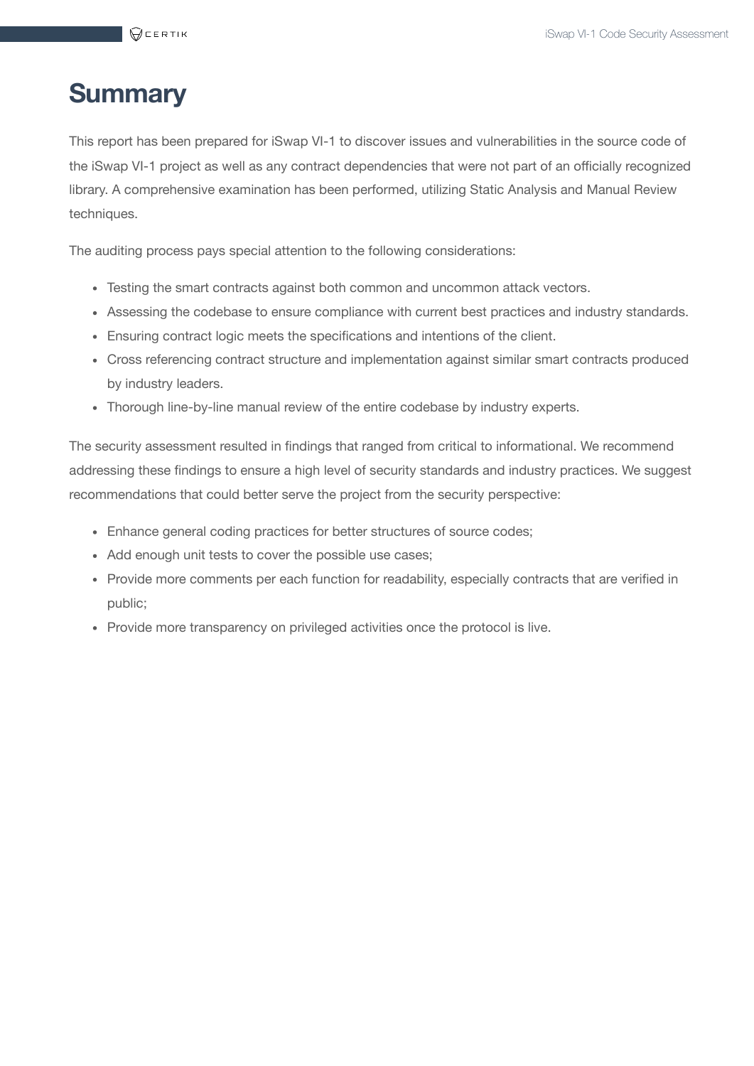# Summary

This report has been prepared for iSwap VI-1 to discover issues and vulnerabilities in the source code of the iSwap VI-1 project as well as any contract dependencies that were not part of an officially recognized library. A comprehensive examination has been performed, utilizing Static Analysis and Manual Review techniques.

The auditing process pays special attention to the following considerations:

- Testing the smart contracts against both common and uncommon attack vectors.
- Assessing the codebase to ensure compliance with current best practices and industry standards.
- Ensuring contract logic meets the specifications and intentions of the client.
- Cross referencing contract structure and implementation against similar smart contracts produced by industry leaders.
- Thorough line-by-line manual review of the entire codebase by industry experts.

The security assessment resulted in findings that ranged from critical to informational. We recommend addressing these findings to ensure a high level of security standards and industry practices. We suggest recommendations that could better serve the project from the security perspective:

- Enhance general coding practices for better structures of source codes;
- Add enough unit tests to cover the possible use cases;
- Provide more comments per each function for readability, especially contracts that are verified in public;
- Provide more transparency on privileged activities once the protocol is live.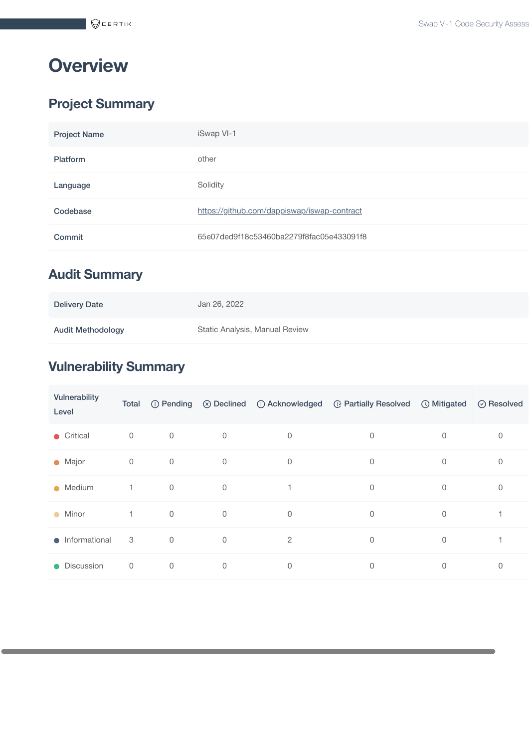# Overview

## Project Summary

| Project Name | iSwap VI-1 |
| --- | --- |
| Platform | other |
| Language | Solidity |
| Codebase | https://github.com/dappiswap/iswap-contract |
| Commit | 65e07ded9f18c53460ba2279f8fac05e433091f8 |

## Audit Summary

| Delivery Date | Jan 26, 2022 |
| --- | --- |
| Audit Methodology | Static Analysis, Manual Review |

## Vulnerability Summary

| Vulnerability Level | Total | Pending | Declined | Acknowledged | Partially Resolved | Mitigated | Resolved |
| --- | --- | --- | --- | --- | --- | --- | --- |
| Critical | 0 | 0 | 0 | 0 | 0 | 0 | 0 |
| Major | 0 | 0 | 0 | 0 | 0 | 0 | 0 |
| Medium | 1 | 0 | 0 | 1 | 0 | 0 | 0 |
| Minor | 1 | 0 | 0 | 0 | 0 | 0 | 1 |
| Informational | 3 | 0 | 0 | 2 | 0 | 0 | 1 |
| Discussion | 0 | 0 | 0 | 0 | 0 | 0 | 0 |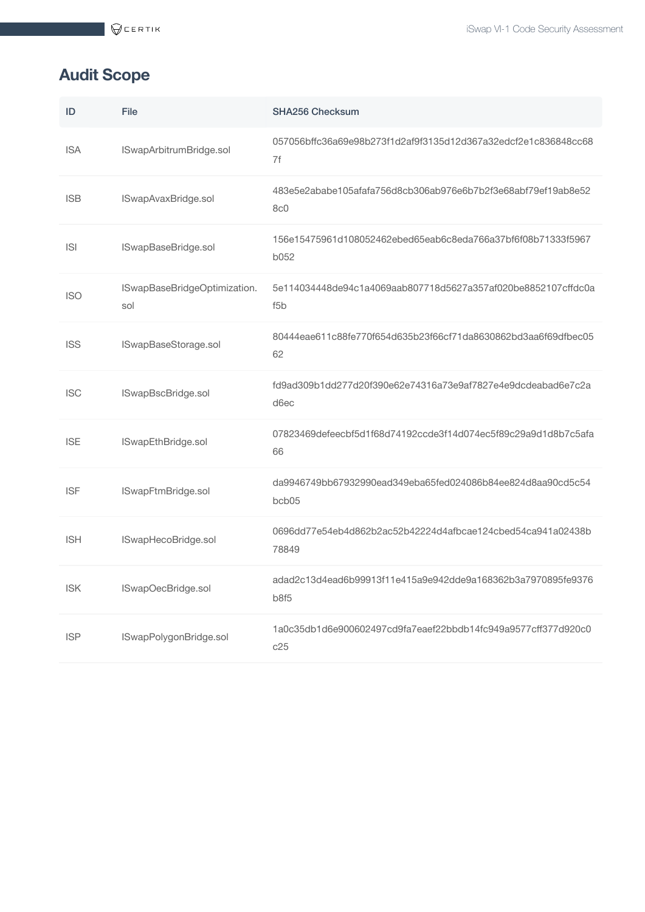## Audit Scope

| ID | File | SHA256 Checksum |
|---|---|---|
| ISA | ISwapArbitrumBridge.sol | 057056bffc36a69e98b273f1d2af9f3135d12d367a32edcf2e1c836848cc687f |
| ISB | ISwapAvaxBridge.sol | 483e5e2ababe105afafa756d8cb306ab976e6b7b2f3e68abf79ef19ab8e528c0 |
| ISI | ISwapBaseBridge.sol | 156e15475961d108052462ebed65eab6c8eda766a37bf6f08b71333f5967b052 |
| ISO | ISwapBaseBridgeOptimization.sol | 5e114034448de94c1a4069aab807718d5627a357af020be8852107cffdc0af5b |
| ISS | ISwapBaseStorage.sol | 80444eae611c88fe770f654d635b23f66cf71da8630862bd3aa6f69dfbec0562 |
| ISC | ISwapBscBridge.sol | fd9ad309b1dd277d20f390e62e74316a73e9af7827e4e9dcdeabad6e7c2ad6ec |
| ISE | ISwapEthBridge.sol | 07823469defeecbf5d1f68d74192ccde3f14d074ec5f89c29a9d1d8b7c5afa66 |
| ISF | ISwapFtmBridge.sol | da9946749bb67932990ead349eba65fed024086b84ee824d8aa90cd5c54bcb05 |
| ISH | ISwapHecoBridge.sol | 0696dd77e54eb4d862b2ac52b42224d4afbcae124cbed54ca941a02438b78849 |
| ISK | ISwapOecBridge.sol | adad2c13d4ead6b99913f11e415a9e942dde9a168362b3a7970895fe9376b8f5 |
| ISP | ISwapPolygonBridge.sol | 1a0c35db1d6e900602497cd9fa7eaef22bbdb14fc949a9577cff377d920c0c25 |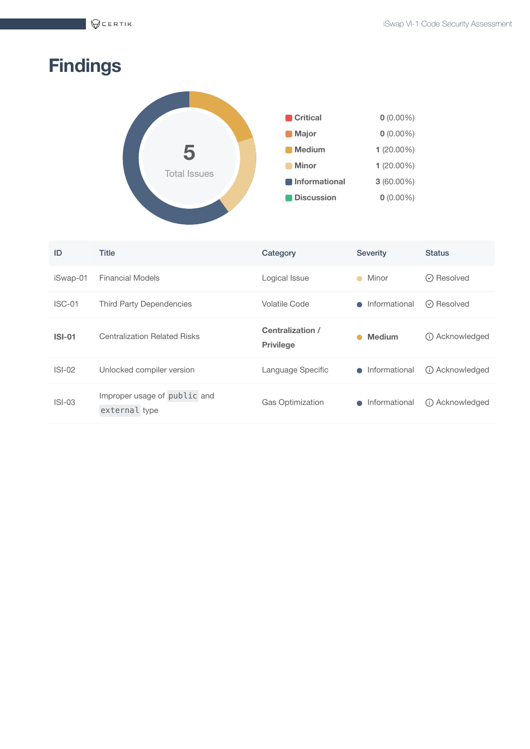# Findings

5
Total Issues

| Severity | Count |
|---|---|
| **Critical** | **0** (0.00%) |
| **Major** | **0** (0.00%) |
| **Medium** | **1** (20.00%) |
| **Minor** | **1** (20.00%) |
| **Informational** | **3** (60.00%) |
| **Discussion** | **0** (0.00%) |

| ID | Title | Category | Severity | Status |
|---|---|---|---|---|
| iSwap-01 | Financial Models | Logical Issue | Minor | Resolved |
| ISC-01 | Third Party Dependencies | Volatile Code | Informational | Resolved |
| **ISI-01** | Centralization Related Risks | **Centralization / Privilege** | **Medium** | Acknowledged |
| ISI-02 | Unlocked compiler version | Language Specific | Informational | Acknowledged |
| ISI-03 | Improper usage of `public` and `external` type | Gas Optimization | Informational | Acknowledged |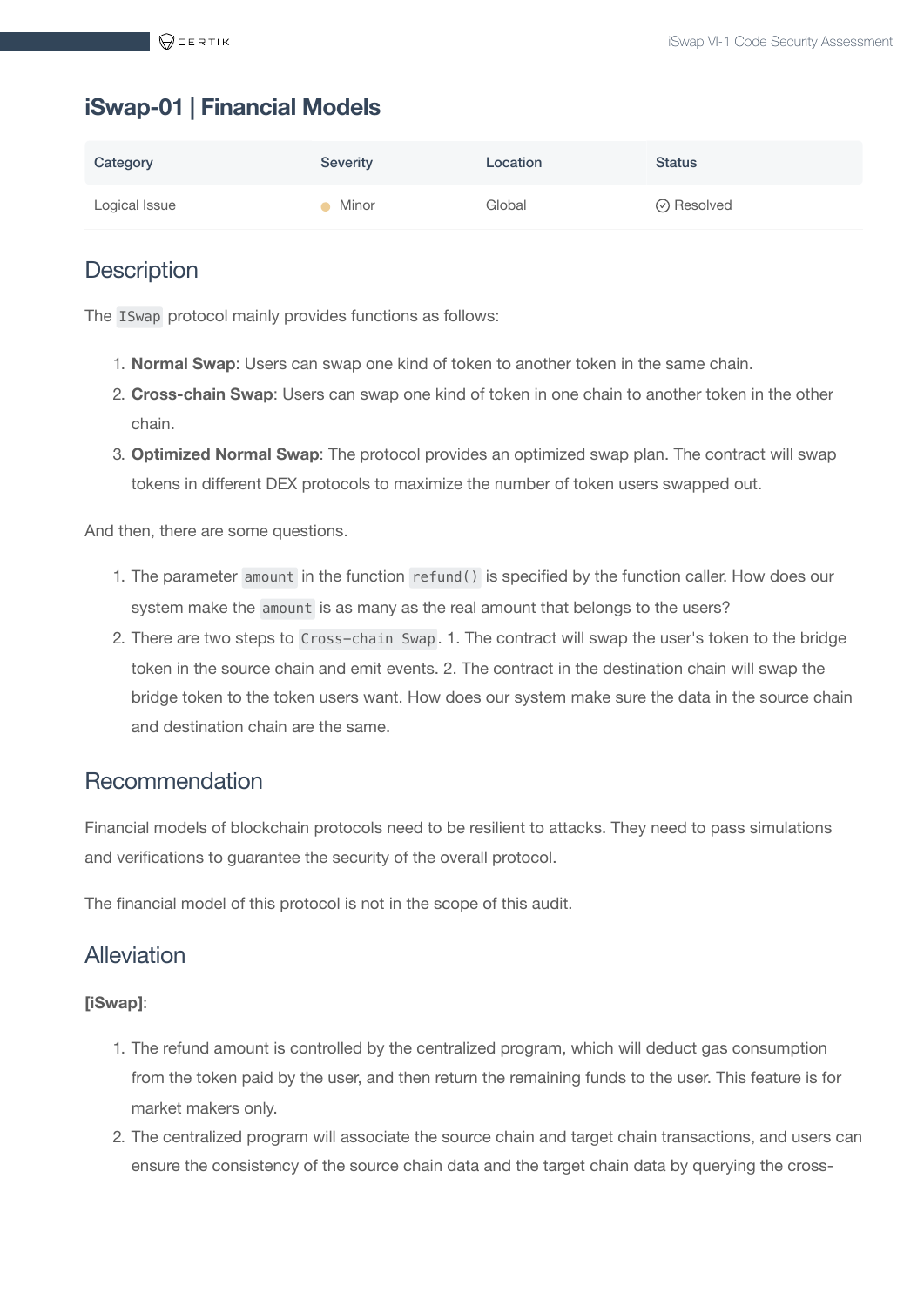# iSwap-01 | Financial Models

| Category | Severity | Location | Status |
|---|---|---|---|
| Logical Issue | Minor | Global | Resolved |

## Description

The `ISwap` protocol mainly provides functions as follows:

1. **Normal Swap**: Users can swap one kind of token to another token in the same chain.
2. **Cross-chain Swap**: Users can swap one kind of token in one chain to another token in the other chain.
3. **Optimized Normal Swap**: The protocol provides an optimized swap plan. The contract will swap tokens in different DEX protocols to maximize the number of token users swapped out.

And then, there are some questions.

1. The parameter `amount` in the function `refund()` is specified by the function caller. How does our system make the `amount` is as many as the real amount that belongs to the users?
2. There are two steps to `Cross-chain Swap`. 1. The contract will swap the user's token to the bridge token in the source chain and emit events. 2. The contract in the destination chain will swap the bridge token to the token users want. How does our system make sure the data in the source chain and destination chain are the same.

## Recommendation

Financial models of blockchain protocols need to be resilient to attacks. They need to pass simulations and verifications to guarantee the security of the overall protocol.

The financial model of this protocol is not in the scope of this audit.

## Alleviation

**[iSwap]**:

1. The refund amount is controlled by the centralized program, which will deduct gas consumption from the token paid by the user, and then return the remaining funds to the user. This feature is for market makers only.
2. The centralized program will associate the source chain and target chain transactions, and users can ensure the consistency of the source chain data and the target chain data by querying the cross-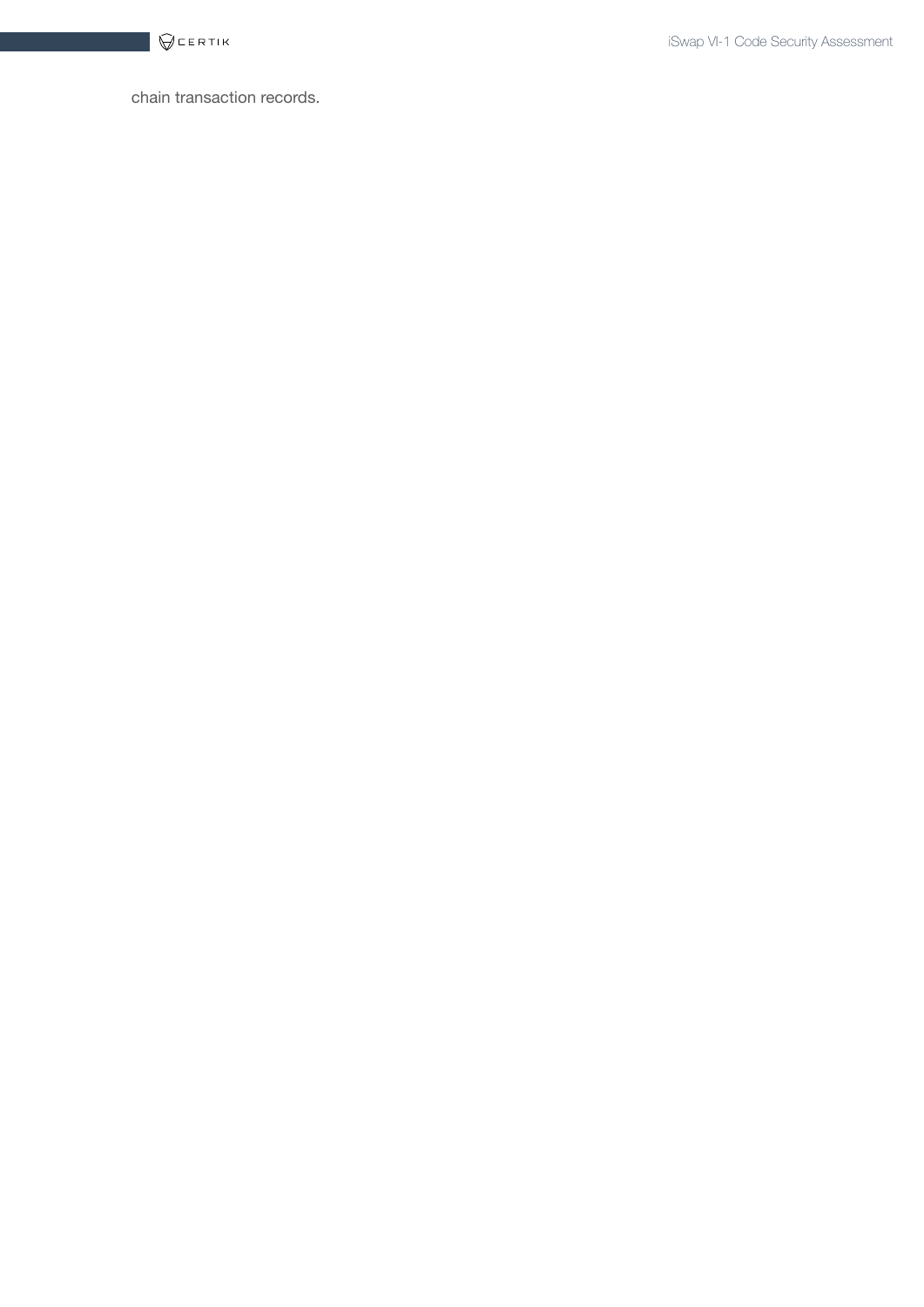chain transaction records.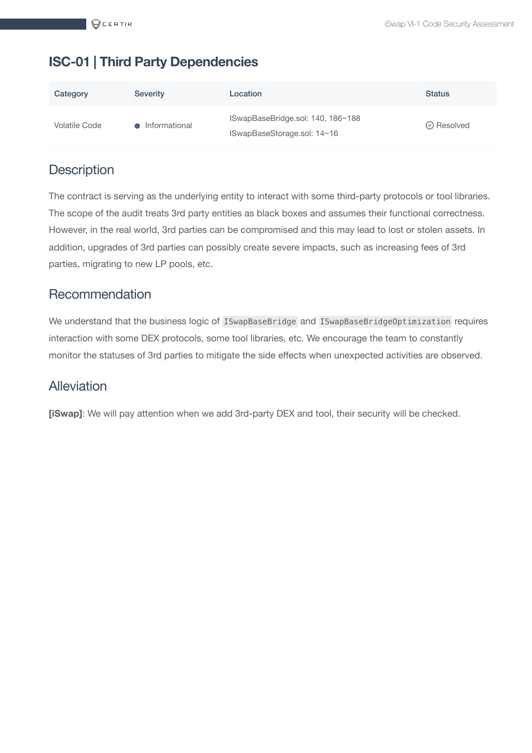## ISC-01 | Third Party Dependencies

| Category | Severity | Location | Status |
|---|---|---|---|
| Volatile Code | Informational | ISwapBaseBridge.sol: 140, 186~188<br>ISwapBaseStorage.sol: 14~16 | Resolved |

### Description

The contract is serving as the underlying entity to interact with some third-party protocols or tool libraries. The scope of the audit treats 3rd party entities as black boxes and assumes their functional correctness. However, in the real world, 3rd parties can be compromised and this may lead to lost or stolen assets. In addition, upgrades of 3rd parties can possibly create severe impacts, such as increasing fees of 3rd parties, migrating to new LP pools, etc.

### Recommendation

We understand that the business logic of `ISwapBaseBridge` and `ISwapBaseBridgeOptimization` requires interaction with some DEX protocols, some tool libraries, etc. We encourage the team to constantly monitor the statuses of 3rd parties to mitigate the side effects when unexpected activities are observed.

### Alleviation

**[iSwap]**: We will pay attention when we add 3rd-party DEX and tool, their security will be checked.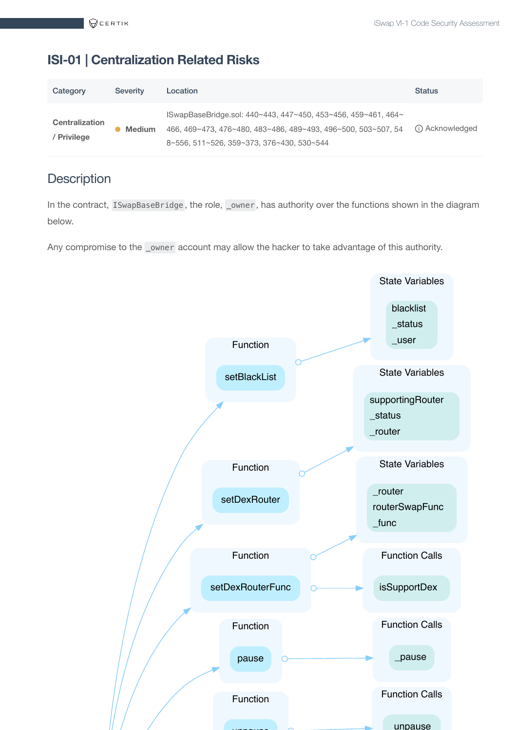## ISI-01 | Centralization Related Risks

| Category | Severity | Location | Status |
|---|---|---|---|
| Centralization / Privilege | Medium | ISwapBaseBridge.sol: 440~443, 447~450, 453~456, 459~461, 464~466, 469~473, 476~480, 483~486, 489~493, 496~500, 503~507, 548~556, 511~526, 359~373, 376~430, 530~544 | Acknowledged |

### Description

In the contract, `ISwapBaseBridge`, the role, `_owner`, has authority over the functions shown in the diagram below.

Any compromise to the `_owner` account may allow the hacker to take advantage of this authority.

Function: setBlackList → State Variables: blacklist, _status, _user

Function: setDexRouter → State Variables: supportingRouter, _status, _router

Function: setDexRouterFunc → State Variables: _router, routerSwapFunc, _func; Function Calls: isSupportDex

Function: pause → Function Calls: _pause

Function: unpause → Function Calls: unpause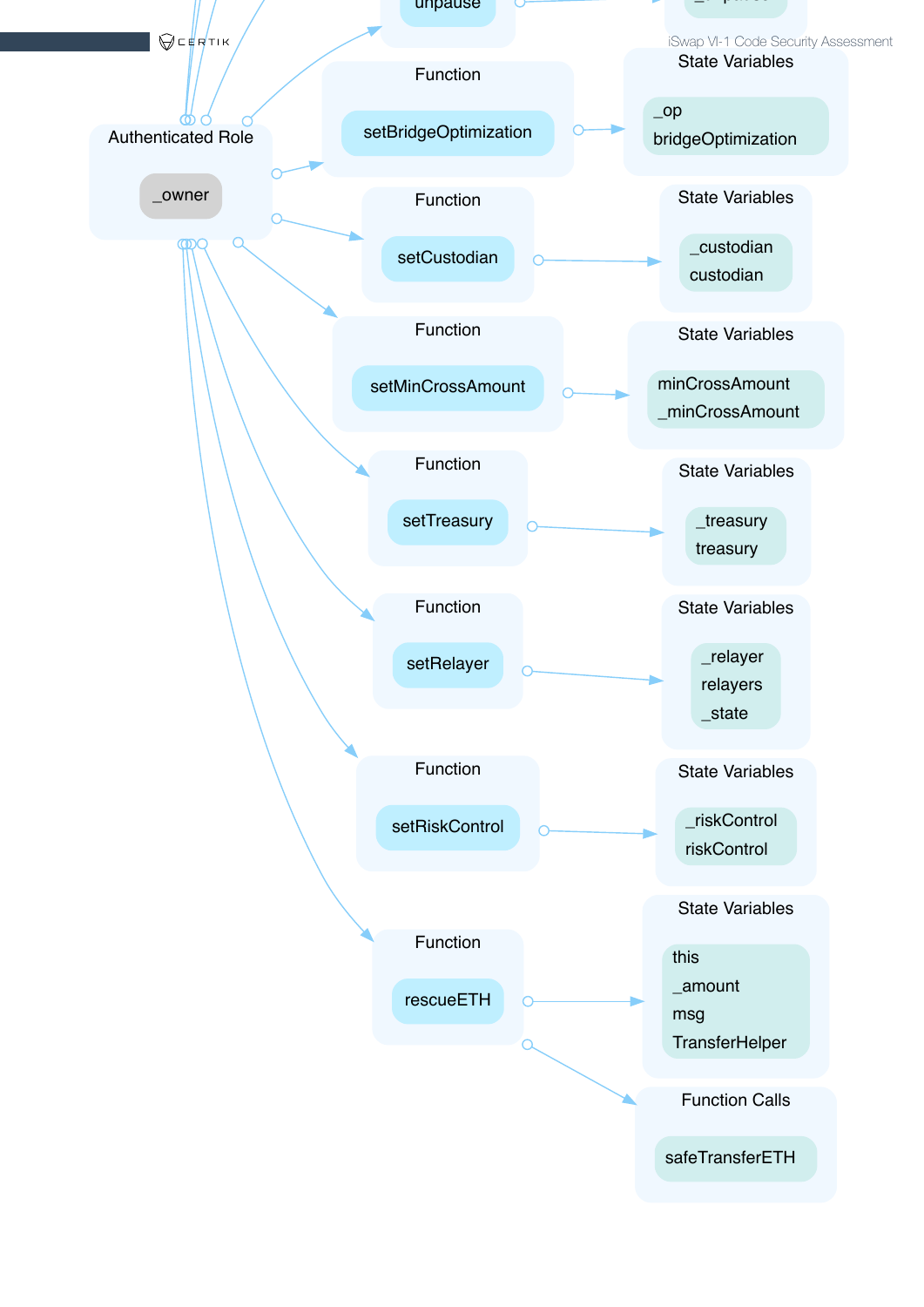unpause

Authenticated Role

_owner

Function

setBridgeOptimization

State Variables

_op
bridgeOptimization

Function

setCustodian

State Variables

_custodian
custodian

Function

setMinCrossAmount

State Variables

minCrossAmount
_minCrossAmount

Function

setTreasury

State Variables

_treasury
treasury

Function

setRelayer

State Variables

_relayer
relayers
_state

Function

setRiskControl

State Variables

_riskControl
riskControl

Function

rescueETH

State Variables

this
_amount
msg
TransferHelper

Function Calls

safeTransferETH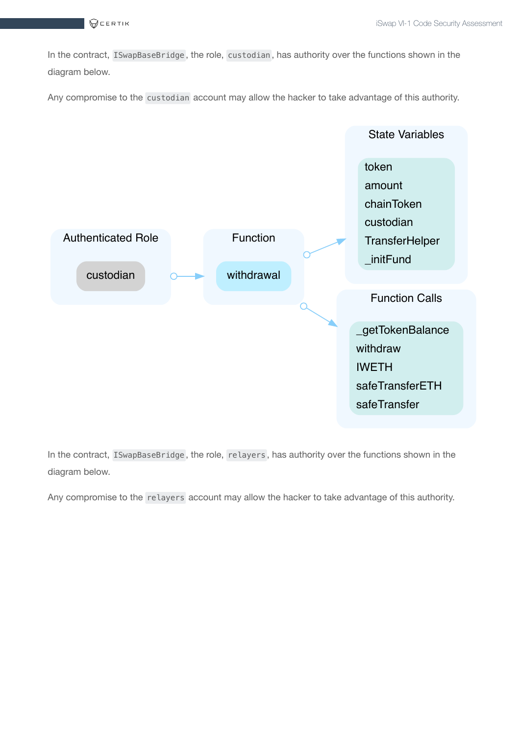In the contract, `ISwapBaseBridge`, the role, `custodian`, has authority over the functions shown in the diagram below.

Any compromise to the `custodian` account may allow the hacker to take advantage of this authority.

Authenticated Role

custodian

Function

withdrawal

State Variables

token
amount
chainToken
custodian
TransferHelper
_initFund

Function Calls

_getTokenBalance
withdraw
IWETH
safeTransferETH
safeTransfer

In the contract, `ISwapBaseBridge`, the role, `relayers`, has authority over the functions shown in the diagram below.

Any compromise to the `relayers` account may allow the hacker to take advantage of this authority.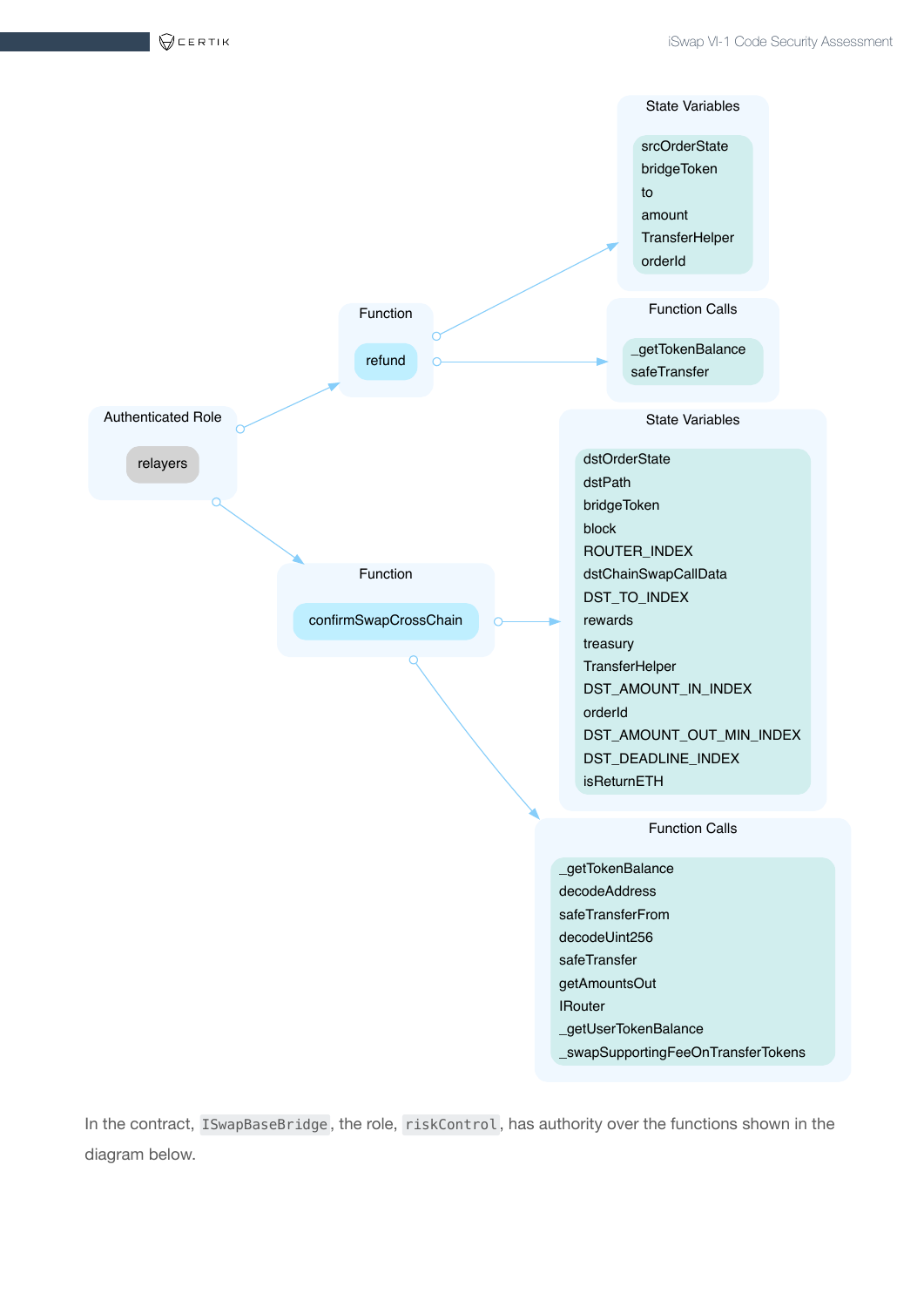Authenticated Role

relayers

Function

refund

State Variables

srcOrderState
bridgeToken
to
amount
TransferHelper
orderId

Function Calls

_getTokenBalance
safeTransfer

Function

confirmSwapCrossChain

State Variables

dstOrderState
dstPath
bridgeToken
block
ROUTER_INDEX
dstChainSwapCallData
DST_TO_INDEX
rewards
treasury
TransferHelper
DST_AMOUNT_IN_INDEX
orderId
DST_AMOUNT_OUT_MIN_INDEX
DST_DEADLINE_INDEX
isReturnETH

Function Calls

_getTokenBalance
decodeAddress
safeTransferFrom
decodeUint256
safeTransfer
getAmountsOut
IRouter
_getUserTokenBalance
_swapSupportingFeeOnTransferTokens

In the contract, `ISwapBaseBridge`, the role, `riskControl`, has authority over the functions shown in the diagram below.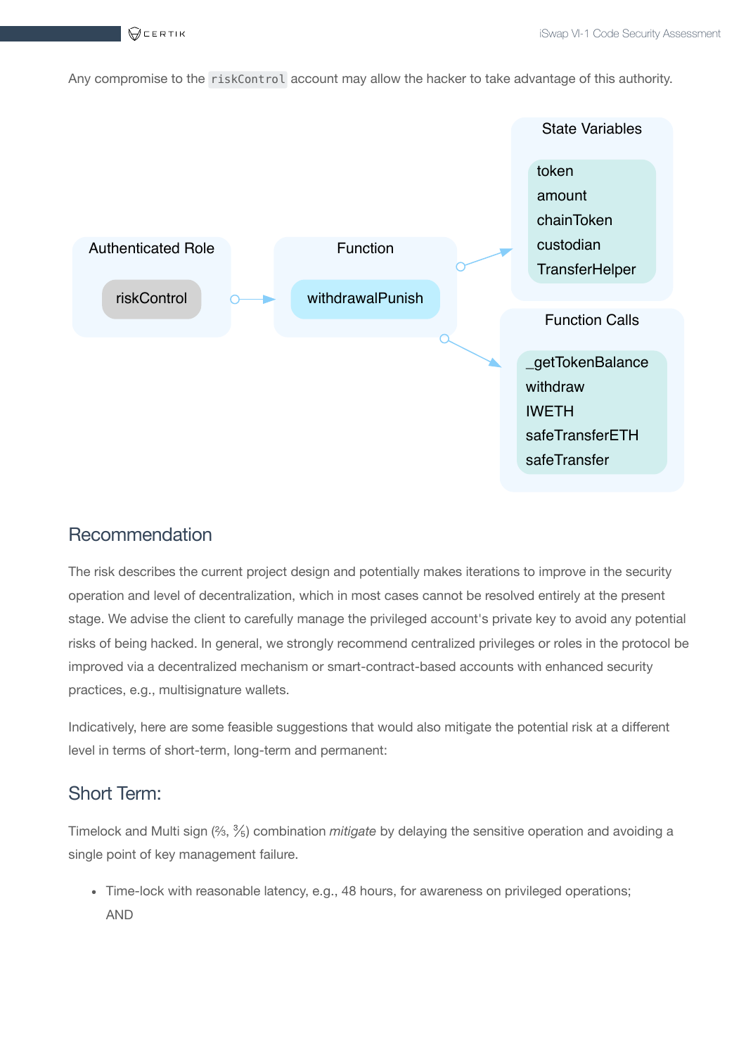Any compromise to the `riskControl` account may allow the hacker to take advantage of this authority.

Authenticated Role

riskControl

Function

withdrawalPunish

State Variables

token
amount
chainToken
custodian
TransferHelper

Function Calls

_getTokenBalance
withdraw
IWETH
safeTransferETH
safeTransfer

## Recommendation

The risk describes the current project design and potentially makes iterations to improve in the security operation and level of decentralization, which in most cases cannot be resolved entirely at the present stage. We advise the client to carefully manage the privileged account's private key to avoid any potential risks of being hacked. In general, we strongly recommend centralized privileges or roles in the protocol be improved via a decentralized mechanism or smart-contract-based accounts with enhanced security practices, e.g., multisignature wallets.

Indicatively, here are some feasible suggestions that would also mitigate the potential risk at a different level in terms of short-term, long-term and permanent:

## Short Term:

Timelock and Multi sign (⅔, ⅗) combination *mitigate* by delaying the sensitive operation and avoiding a single point of key management failure.

- Time-lock with reasonable latency, e.g., 48 hours, for awareness on privileged operations;
  AND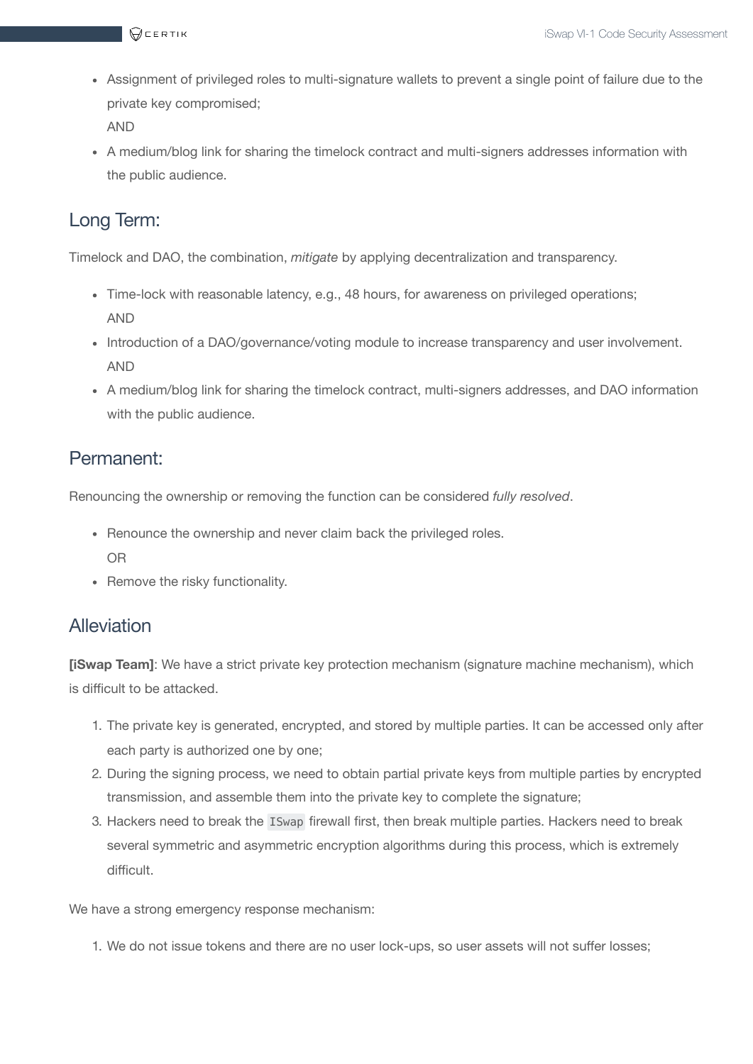- Assignment of privileged roles to multi-signature wallets to prevent a single point of failure due to the private key compromised;
  AND
- A medium/blog link for sharing the timelock contract and multi-signers addresses information with the public audience.

## Long Term:

Timelock and DAO, the combination, *mitigate* by applying decentralization and transparency.

- Time-lock with reasonable latency, e.g., 48 hours, for awareness on privileged operations;
  AND
- Introduction of a DAO/governance/voting module to increase transparency and user involvement.
  AND
- A medium/blog link for sharing the timelock contract, multi-signers addresses, and DAO information with the public audience.

## Permanent:

Renouncing the ownership or removing the function can be considered *fully resolved*.

- Renounce the ownership and never claim back the privileged roles.
  OR
- Remove the risky functionality.

## Alleviation

**[iSwap Team]**: We have a strict private key protection mechanism (signature machine mechanism), which is difficult to be attacked.

1. The private key is generated, encrypted, and stored by multiple parties. It can be accessed only after each party is authorized one by one;
2. During the signing process, we need to obtain partial private keys from multiple parties by encrypted transmission, and assemble them into the private key to complete the signature;
3. Hackers need to break the `ISwap` firewall first, then break multiple parties. Hackers need to break several symmetric and asymmetric encryption algorithms during this process, which is extremely difficult.

We have a strong emergency response mechanism:

1. We do not issue tokens and there are no user lock-ups, so user assets will not suffer losses;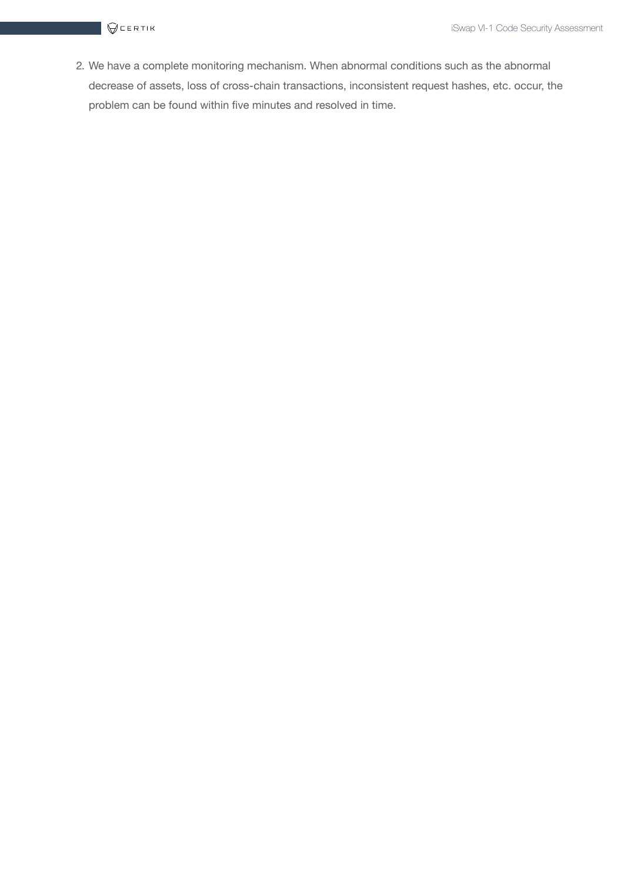2. We have a complete monitoring mechanism. When abnormal conditions such as the abnormal decrease of assets, loss of cross-chain transactions, inconsistent request hashes, etc. occur, the problem can be found within five minutes and resolved in time.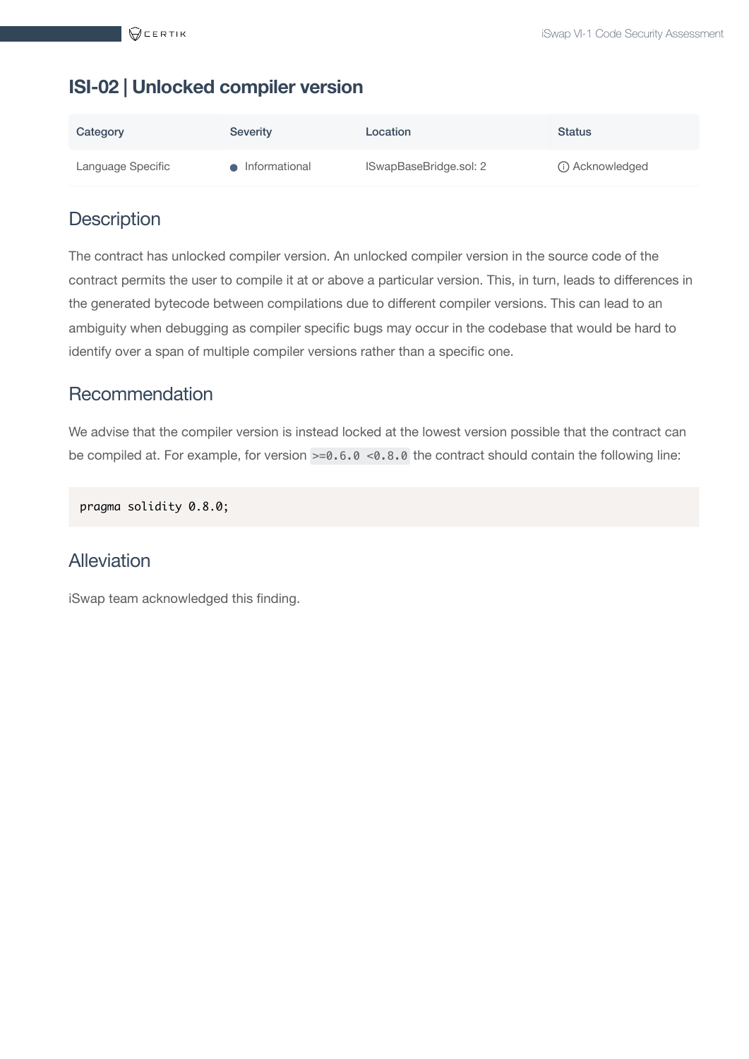## ISI-02 | Unlocked compiler version

| Category | Severity | Location | Status |
|---|---|---|---|
| Language Specific | Informational | ISwapBaseBridge.sol: 2 | Acknowledged |

### Description

The contract has unlocked compiler version. An unlocked compiler version in the source code of the contract permits the user to compile it at or above a particular version. This, in turn, leads to differences in the generated bytecode between compilations due to different compiler versions. This can lead to an ambiguity when debugging as compiler specific bugs may occur in the codebase that would be hard to identify over a span of multiple compiler versions rather than a specific one.

### Recommendation

We advise that the compiler version is instead locked at the lowest version possible that the contract can be compiled at. For example, for version `>=0.6.0 <0.8.0` the contract should contain the following line:

```
pragma solidity 0.8.0;
```

### Alleviation

iSwap team acknowledged this finding.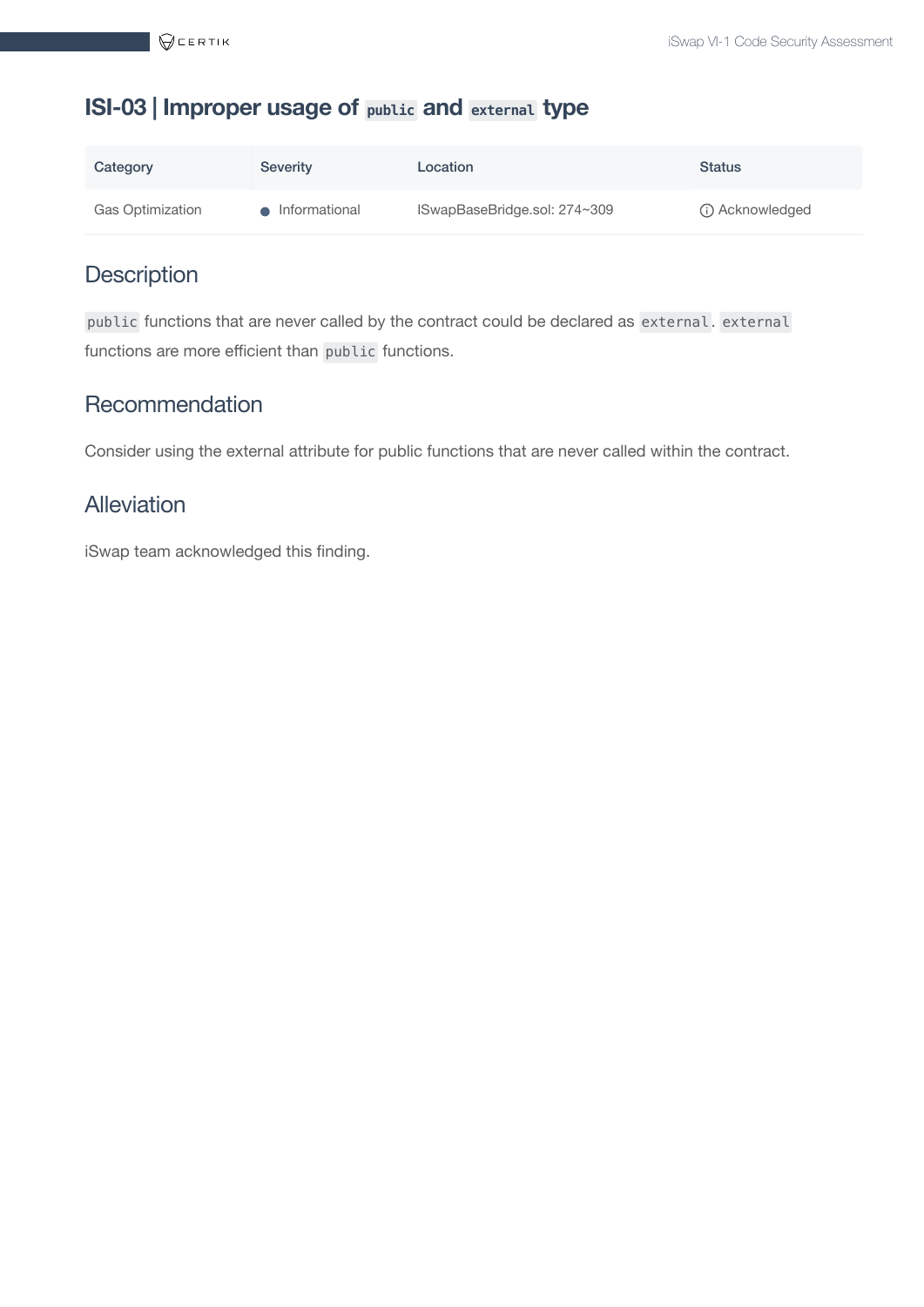## ISI-03 | Improper usage of `public` and `external` type

| Category | Severity | Location | Status |
|---|---|---|---|
| Gas Optimization | ● Informational | ISwapBaseBridge.sol: 274~309 | ⓘ Acknowledged |

### Description

`public` functions that are never called by the contract could be declared as `external`. `external` functions are more efficient than `public` functions.

### Recommendation

Consider using the external attribute for public functions that are never called within the contract.

### Alleviation

iSwap team acknowledged this finding.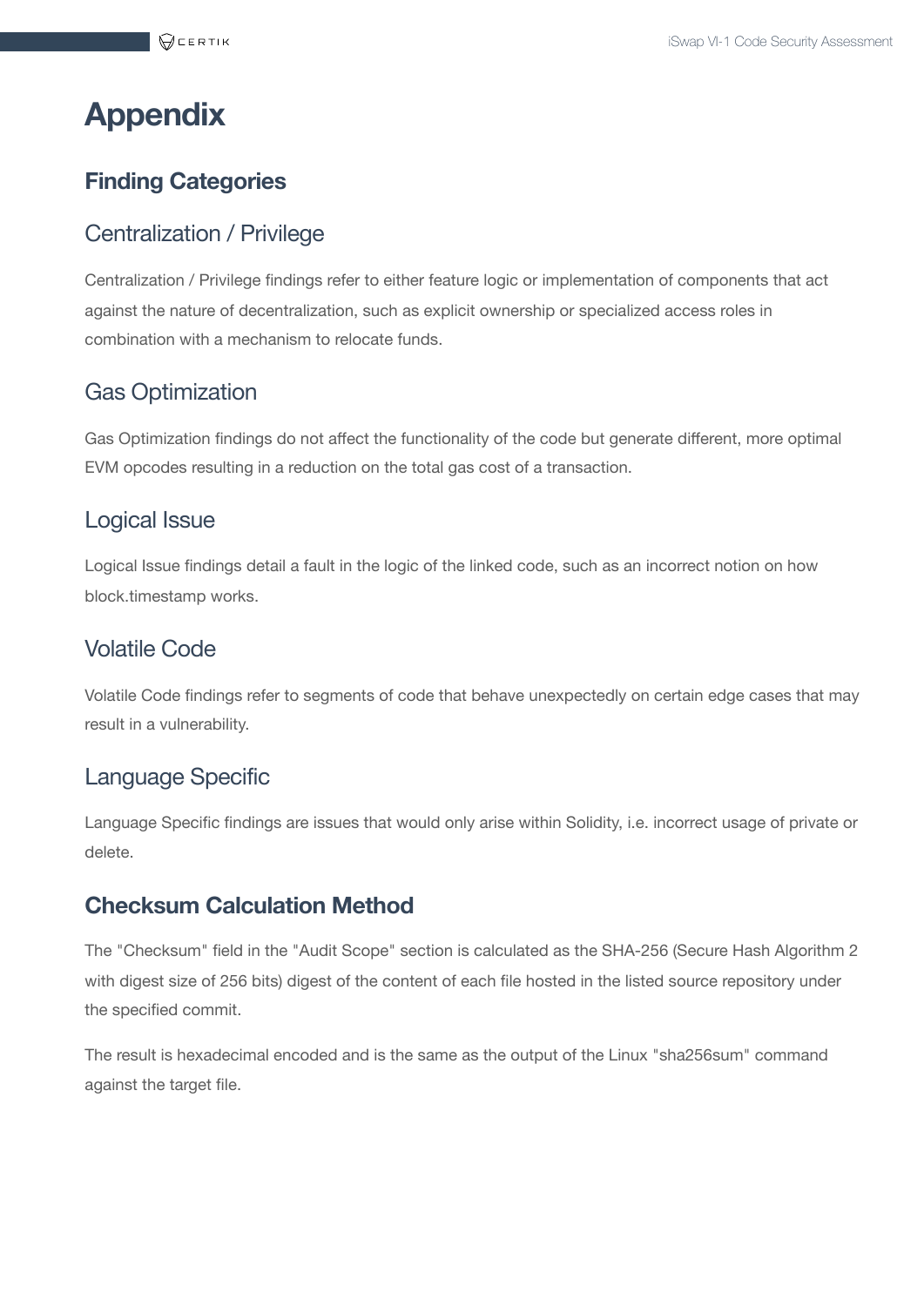# Appendix

## Finding Categories

### Centralization / Privilege

Centralization / Privilege findings refer to either feature logic or implementation of components that act against the nature of decentralization, such as explicit ownership or specialized access roles in combination with a mechanism to relocate funds.

### Gas Optimization

Gas Optimization findings do not affect the functionality of the code but generate different, more optimal EVM opcodes resulting in a reduction on the total gas cost of a transaction.

### Logical Issue

Logical Issue findings detail a fault in the logic of the linked code, such as an incorrect notion on how block.timestamp works.

### Volatile Code

Volatile Code findings refer to segments of code that behave unexpectedly on certain edge cases that may result in a vulnerability.

### Language Specific

Language Specific findings are issues that would only arise within Solidity, i.e. incorrect usage of private or delete.

## Checksum Calculation Method

The "Checksum" field in the "Audit Scope" section is calculated as the SHA-256 (Secure Hash Algorithm 2 with digest size of 256 bits) digest of the content of each file hosted in the listed source repository under the specified commit.

The result is hexadecimal encoded and is the same as the output of the Linux "sha256sum" command against the target file.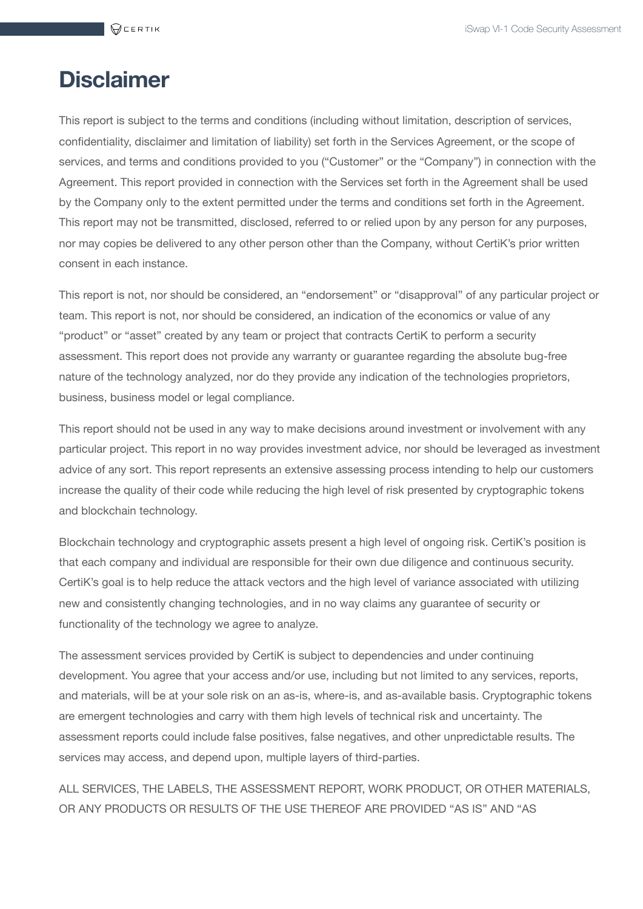# Disclaimer

This report is subject to the terms and conditions (including without limitation, description of services, confidentiality, disclaimer and limitation of liability) set forth in the Services Agreement, or the scope of services, and terms and conditions provided to you ("Customer" or the "Company") in connection with the Agreement. This report provided in connection with the Services set forth in the Agreement shall be used by the Company only to the extent permitted under the terms and conditions set forth in the Agreement. This report may not be transmitted, disclosed, referred to or relied upon by any person for any purposes, nor may copies be delivered to any other person other than the Company, without CertiK's prior written consent in each instance.

This report is not, nor should be considered, an "endorsement" or "disapproval" of any particular project or team. This report is not, nor should be considered, an indication of the economics or value of any "product" or "asset" created by any team or project that contracts CertiK to perform a security assessment. This report does not provide any warranty or guarantee regarding the absolute bug-free nature of the technology analyzed, nor do they provide any indication of the technologies proprietors, business, business model or legal compliance.

This report should not be used in any way to make decisions around investment or involvement with any particular project. This report in no way provides investment advice, nor should be leveraged as investment advice of any sort. This report represents an extensive assessing process intending to help our customers increase the quality of their code while reducing the high level of risk presented by cryptographic tokens and blockchain technology.

Blockchain technology and cryptographic assets present a high level of ongoing risk. CertiK's position is that each company and individual are responsible for their own due diligence and continuous security. CertiK's goal is to help reduce the attack vectors and the high level of variance associated with utilizing new and consistently changing technologies, and in no way claims any guarantee of security or functionality of the technology we agree to analyze.

The assessment services provided by CertiK is subject to dependencies and under continuing development. You agree that your access and/or use, including but not limited to any services, reports, and materials, will be at your sole risk on an as-is, where-is, and as-available basis. Cryptographic tokens are emergent technologies and carry with them high levels of technical risk and uncertainty. The assessment reports could include false positives, false negatives, and other unpredictable results. The services may access, and depend upon, multiple layers of third-parties.

ALL SERVICES, THE LABELS, THE ASSESSMENT REPORT, WORK PRODUCT, OR OTHER MATERIALS, OR ANY PRODUCTS OR RESULTS OF THE USE THEREOF ARE PROVIDED "AS IS" AND "AS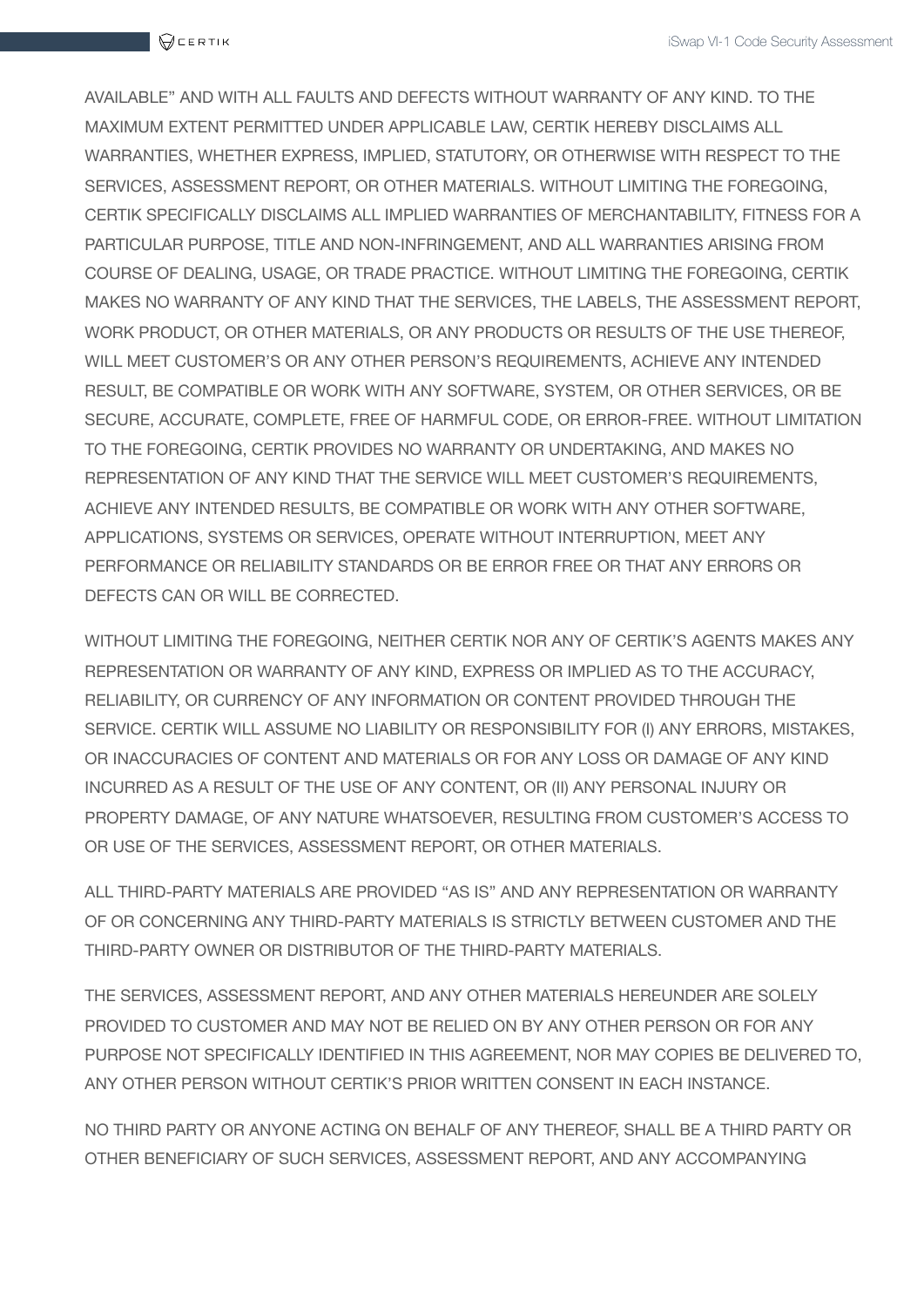AVAILABLE" AND WITH ALL FAULTS AND DEFECTS WITHOUT WARRANTY OF ANY KIND. TO THE MAXIMUM EXTENT PERMITTED UNDER APPLICABLE LAW, CERTIK HEREBY DISCLAIMS ALL WARRANTIES, WHETHER EXPRESS, IMPLIED, STATUTORY, OR OTHERWISE WITH RESPECT TO THE SERVICES, ASSESSMENT REPORT, OR OTHER MATERIALS. WITHOUT LIMITING THE FOREGOING, CERTIK SPECIFICALLY DISCLAIMS ALL IMPLIED WARRANTIES OF MERCHANTABILITY, FITNESS FOR A PARTICULAR PURPOSE, TITLE AND NON-INFRINGEMENT, AND ALL WARRANTIES ARISING FROM COURSE OF DEALING, USAGE, OR TRADE PRACTICE. WITHOUT LIMITING THE FOREGOING, CERTIK MAKES NO WARRANTY OF ANY KIND THAT THE SERVICES, THE LABELS, THE ASSESSMENT REPORT, WORK PRODUCT, OR OTHER MATERIALS, OR ANY PRODUCTS OR RESULTS OF THE USE THEREOF, WILL MEET CUSTOMER'S OR ANY OTHER PERSON'S REQUIREMENTS, ACHIEVE ANY INTENDED RESULT, BE COMPATIBLE OR WORK WITH ANY SOFTWARE, SYSTEM, OR OTHER SERVICES, OR BE SECURE, ACCURATE, COMPLETE, FREE OF HARMFUL CODE, OR ERROR-FREE. WITHOUT LIMITATION TO THE FOREGOING, CERTIK PROVIDES NO WARRANTY OR UNDERTAKING, AND MAKES NO REPRESENTATION OF ANY KIND THAT THE SERVICE WILL MEET CUSTOMER'S REQUIREMENTS, ACHIEVE ANY INTENDED RESULTS, BE COMPATIBLE OR WORK WITH ANY OTHER SOFTWARE, APPLICATIONS, SYSTEMS OR SERVICES, OPERATE WITHOUT INTERRUPTION, MEET ANY PERFORMANCE OR RELIABILITY STANDARDS OR BE ERROR FREE OR THAT ANY ERRORS OR DEFECTS CAN OR WILL BE CORRECTED.

WITHOUT LIMITING THE FOREGOING, NEITHER CERTIK NOR ANY OF CERTIK'S AGENTS MAKES ANY REPRESENTATION OR WARRANTY OF ANY KIND, EXPRESS OR IMPLIED AS TO THE ACCURACY, RELIABILITY, OR CURRENCY OF ANY INFORMATION OR CONTENT PROVIDED THROUGH THE SERVICE. CERTIK WILL ASSUME NO LIABILITY OR RESPONSIBILITY FOR (I) ANY ERRORS, MISTAKES, OR INACCURACIES OF CONTENT AND MATERIALS OR FOR ANY LOSS OR DAMAGE OF ANY KIND INCURRED AS A RESULT OF THE USE OF ANY CONTENT, OR (II) ANY PERSONAL INJURY OR PROPERTY DAMAGE, OF ANY NATURE WHATSOEVER, RESULTING FROM CUSTOMER'S ACCESS TO OR USE OF THE SERVICES, ASSESSMENT REPORT, OR OTHER MATERIALS.

ALL THIRD-PARTY MATERIALS ARE PROVIDED "AS IS" AND ANY REPRESENTATION OR WARRANTY OF OR CONCERNING ANY THIRD-PARTY MATERIALS IS STRICTLY BETWEEN CUSTOMER AND THE THIRD-PARTY OWNER OR DISTRIBUTOR OF THE THIRD-PARTY MATERIALS.

THE SERVICES, ASSESSMENT REPORT, AND ANY OTHER MATERIALS HEREUNDER ARE SOLELY PROVIDED TO CUSTOMER AND MAY NOT BE RELIED ON BY ANY OTHER PERSON OR FOR ANY PURPOSE NOT SPECIFICALLY IDENTIFIED IN THIS AGREEMENT, NOR MAY COPIES BE DELIVERED TO, ANY OTHER PERSON WITHOUT CERTIK'S PRIOR WRITTEN CONSENT IN EACH INSTANCE.

NO THIRD PARTY OR ANYONE ACTING ON BEHALF OF ANY THEREOF, SHALL BE A THIRD PARTY OR OTHER BENEFICIARY OF SUCH SERVICES, ASSESSMENT REPORT, AND ANY ACCOMPANYING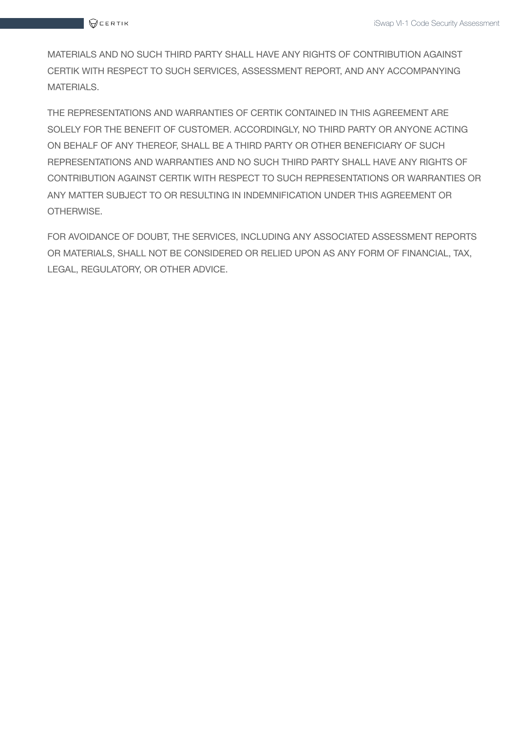MATERIALS AND NO SUCH THIRD PARTY SHALL HAVE ANY RIGHTS OF CONTRIBUTION AGAINST CERTIK WITH RESPECT TO SUCH SERVICES, ASSESSMENT REPORT, AND ANY ACCOMPANYING MATERIALS.

THE REPRESENTATIONS AND WARRANTIES OF CERTIK CONTAINED IN THIS AGREEMENT ARE SOLELY FOR THE BENEFIT OF CUSTOMER. ACCORDINGLY, NO THIRD PARTY OR ANYONE ACTING ON BEHALF OF ANY THEREOF, SHALL BE A THIRD PARTY OR OTHER BENEFICIARY OF SUCH REPRESENTATIONS AND WARRANTIES AND NO SUCH THIRD PARTY SHALL HAVE ANY RIGHTS OF CONTRIBUTION AGAINST CERTIK WITH RESPECT TO SUCH REPRESENTATIONS OR WARRANTIES OR ANY MATTER SUBJECT TO OR RESULTING IN INDEMNIFICATION UNDER THIS AGREEMENT OR OTHERWISE.

FOR AVOIDANCE OF DOUBT, THE SERVICES, INCLUDING ANY ASSOCIATED ASSESSMENT REPORTS OR MATERIALS, SHALL NOT BE CONSIDERED OR RELIED UPON AS ANY FORM OF FINANCIAL, TAX, LEGAL, REGULATORY, OR OTHER ADVICE.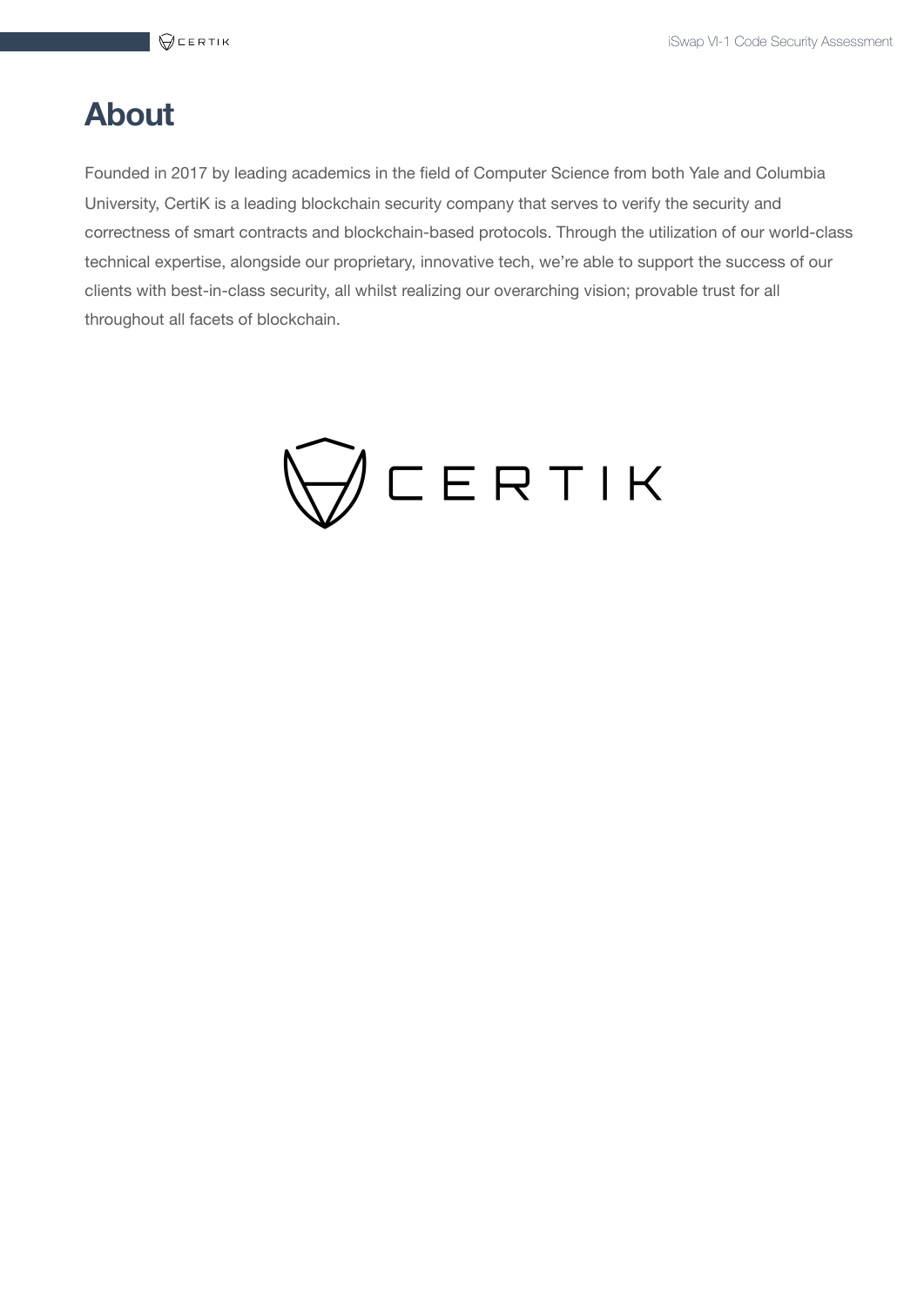# About

Founded in 2017 by leading academics in the field of Computer Science from both Yale and Columbia University, CertiK is a leading blockchain security company that serves to verify the security and correctness of smart contracts and blockchain-based protocols. Through the utilization of our world-class technical expertise, alongside our proprietary, innovative tech, we're able to support the success of our clients with best-in-class security, all whilst realizing our overarching vision; provable trust for all throughout all facets of blockchain.